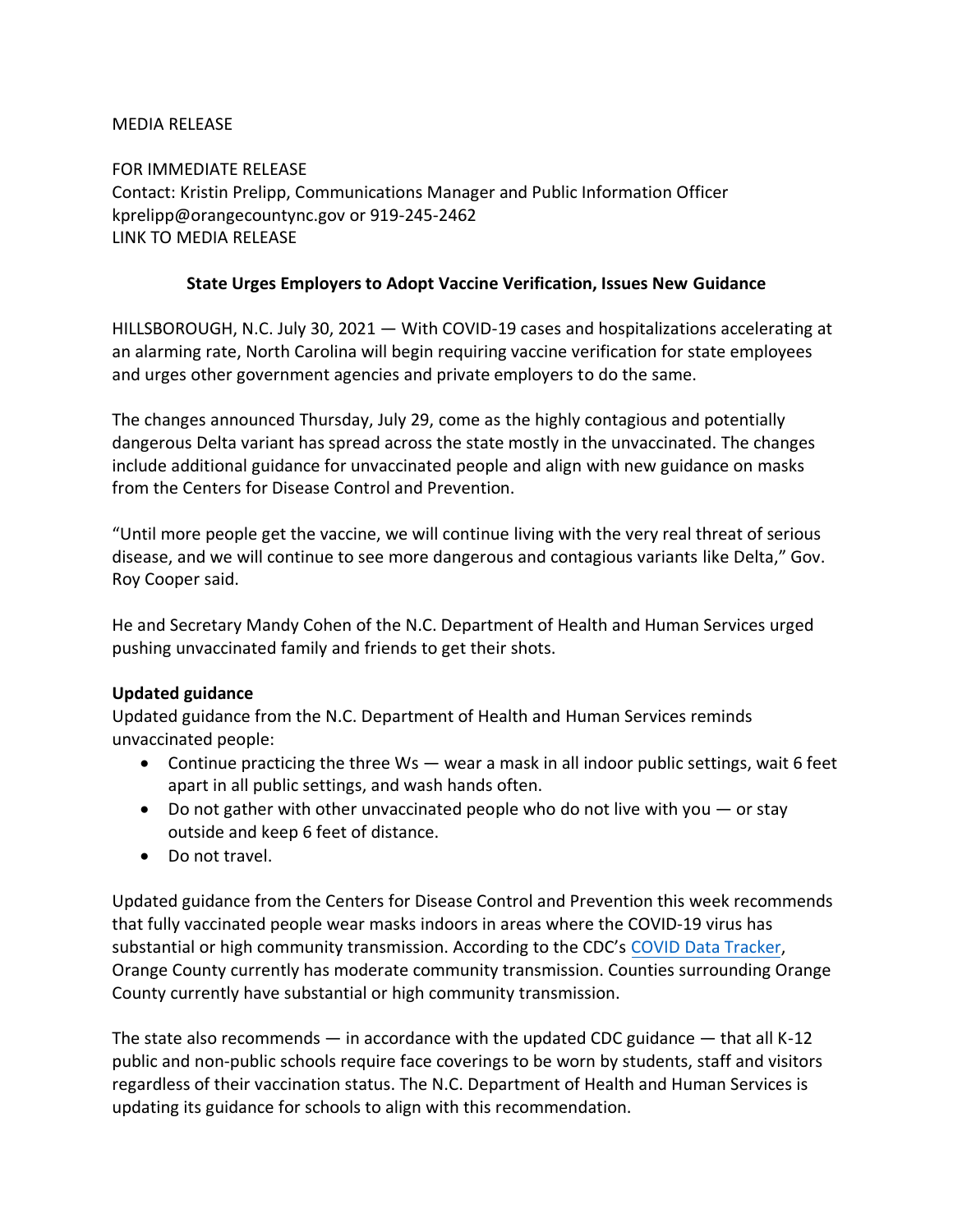MEDIA RELEASE

FOR IMMEDIATE RELEASE
Contact: Kristin Prelipp, Communications Manager and Public Information Officer
kprelipp@orangecountync.gov or 919-245-2462
LINK TO MEDIA RELEASE

**State Urges Employers to Adopt Vaccine Verification, Issues New Guidance**

HILLSBOROUGH, N.C. July 30, 2021 — With COVID-19 cases and hospitalizations accelerating at an alarming rate, North Carolina will begin requiring vaccine verification for state employees and urges other government agencies and private employers to do the same.

The changes announced Thursday, July 29, come as the highly contagious and potentially dangerous Delta variant has spread across the state mostly in the unvaccinated. The changes include additional guidance for unvaccinated people and align with new guidance on masks from the Centers for Disease Control and Prevention.

"Until more people get the vaccine, we will continue living with the very real threat of serious disease, and we will continue to see more dangerous and contagious variants like Delta," Gov. Roy Cooper said.

He and Secretary Mandy Cohen of the N.C. Department of Health and Human Services urged pushing unvaccinated family and friends to get their shots.

**Updated guidance**

Updated guidance from the N.C. Department of Health and Human Services reminds unvaccinated people:

- Continue practicing the three Ws — wear a mask in all indoor public settings, wait 6 feet apart in all public settings, and wash hands often.
- Do not gather with other unvaccinated people who do not live with you — or stay outside and keep 6 feet of distance.
- Do not travel.

Updated guidance from the Centers for Disease Control and Prevention this week recommends that fully vaccinated people wear masks indoors in areas where the COVID-19 virus has substantial or high community transmission. According to the CDC's COVID Data Tracker, Orange County currently has moderate community transmission. Counties surrounding Orange County currently have substantial or high community transmission.

The state also recommends — in accordance with the updated CDC guidance — that all K-12 public and non-public schools require face coverings to be worn by students, staff and visitors regardless of their vaccination status. The N.C. Department of Health and Human Services is updating its guidance for schools to align with this recommendation.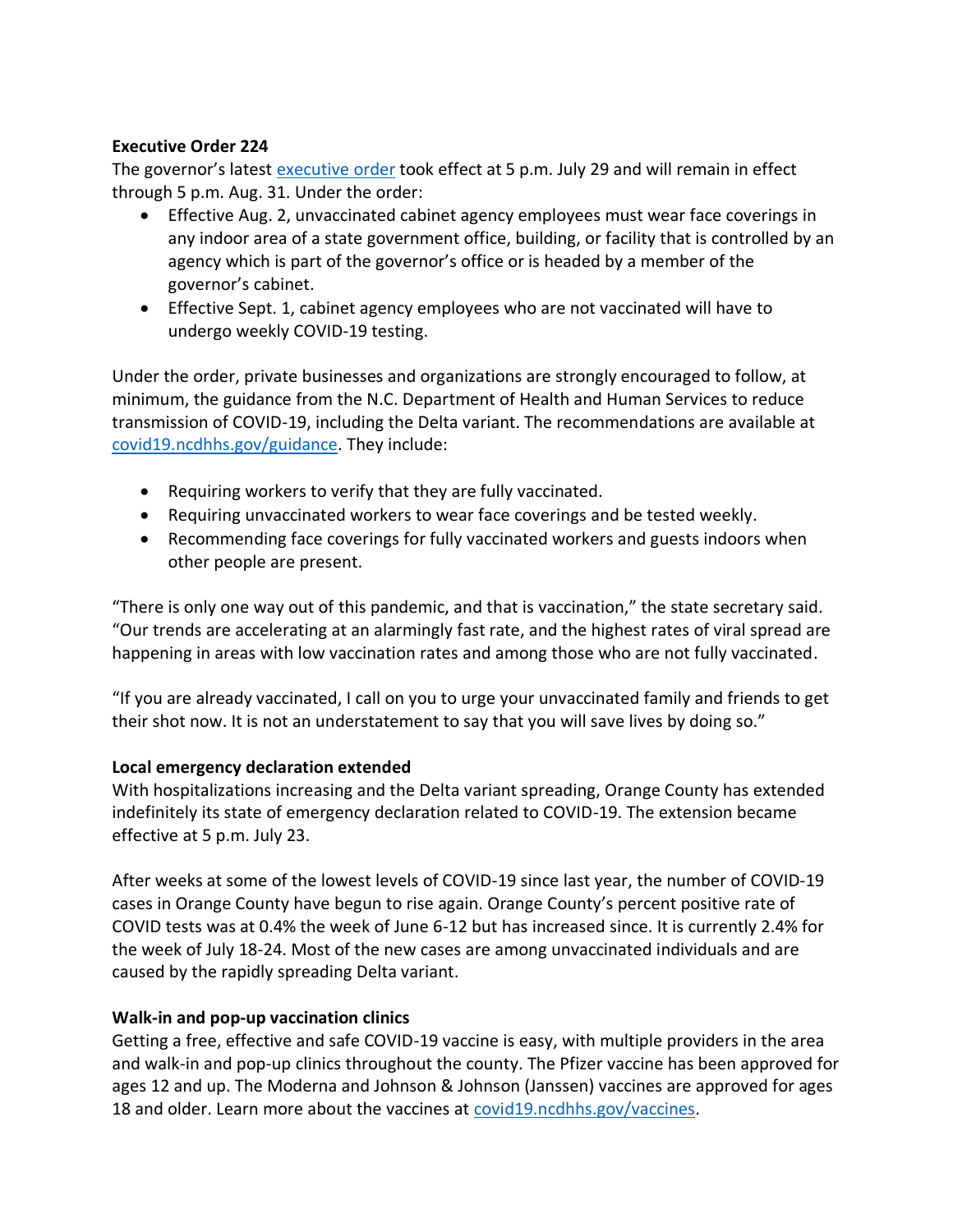**Executive Order 224**

The governor's latest [executive order](executive order) took effect at 5 p.m. July 29 and will remain in effect through 5 p.m. Aug. 31. Under the order:

- Effective Aug. 2, unvaccinated cabinet agency employees must wear face coverings in any indoor area of a state government office, building, or facility that is controlled by an agency which is part of the governor's office or is headed by a member of the governor's cabinet.
- Effective Sept. 1, cabinet agency employees who are not vaccinated will have to undergo weekly COVID-19 testing.

Under the order, private businesses and organizations are strongly encouraged to follow, at minimum, the guidance from the N.C. Department of Health and Human Services to reduce transmission of COVID-19, including the Delta variant. The recommendations are available at [covid19.ncdhhs.gov/guidance](covid19.ncdhhs.gov/guidance). They include:

- Requiring workers to verify that they are fully vaccinated.
- Requiring unvaccinated workers to wear face coverings and be tested weekly.
- Recommending face coverings for fully vaccinated workers and guests indoors when other people are present.

"There is only one way out of this pandemic, and that is vaccination," the state secretary said. "Our trends are accelerating at an alarmingly fast rate, and the highest rates of viral spread are happening in areas with low vaccination rates and among those who are not fully vaccinated.

"If you are already vaccinated, I call on you to urge your unvaccinated family and friends to get their shot now. It is not an understatement to say that you will save lives by doing so."

**Local emergency declaration extended**

With hospitalizations increasing and the Delta variant spreading, Orange County has extended indefinitely its state of emergency declaration related to COVID-19. The extension became effective at 5 p.m. July 23.

After weeks at some of the lowest levels of COVID-19 since last year, the number of COVID-19 cases in Orange County have begun to rise again. Orange County's percent positive rate of COVID tests was at 0.4% the week of June 6-12 but has increased since. It is currently 2.4% for the week of July 18-24. Most of the new cases are among unvaccinated individuals and are caused by the rapidly spreading Delta variant.

**Walk-in and pop-up vaccination clinics**

Getting a free, effective and safe COVID-19 vaccine is easy, with multiple providers in the area and walk-in and pop-up clinics throughout the county. The Pfizer vaccine has been approved for ages 12 and up. The Moderna and Johnson & Johnson (Janssen) vaccines are approved for ages 18 and older. Learn more about the vaccines at [covid19.ncdhhs.gov/vaccines](covid19.ncdhhs.gov/vaccines).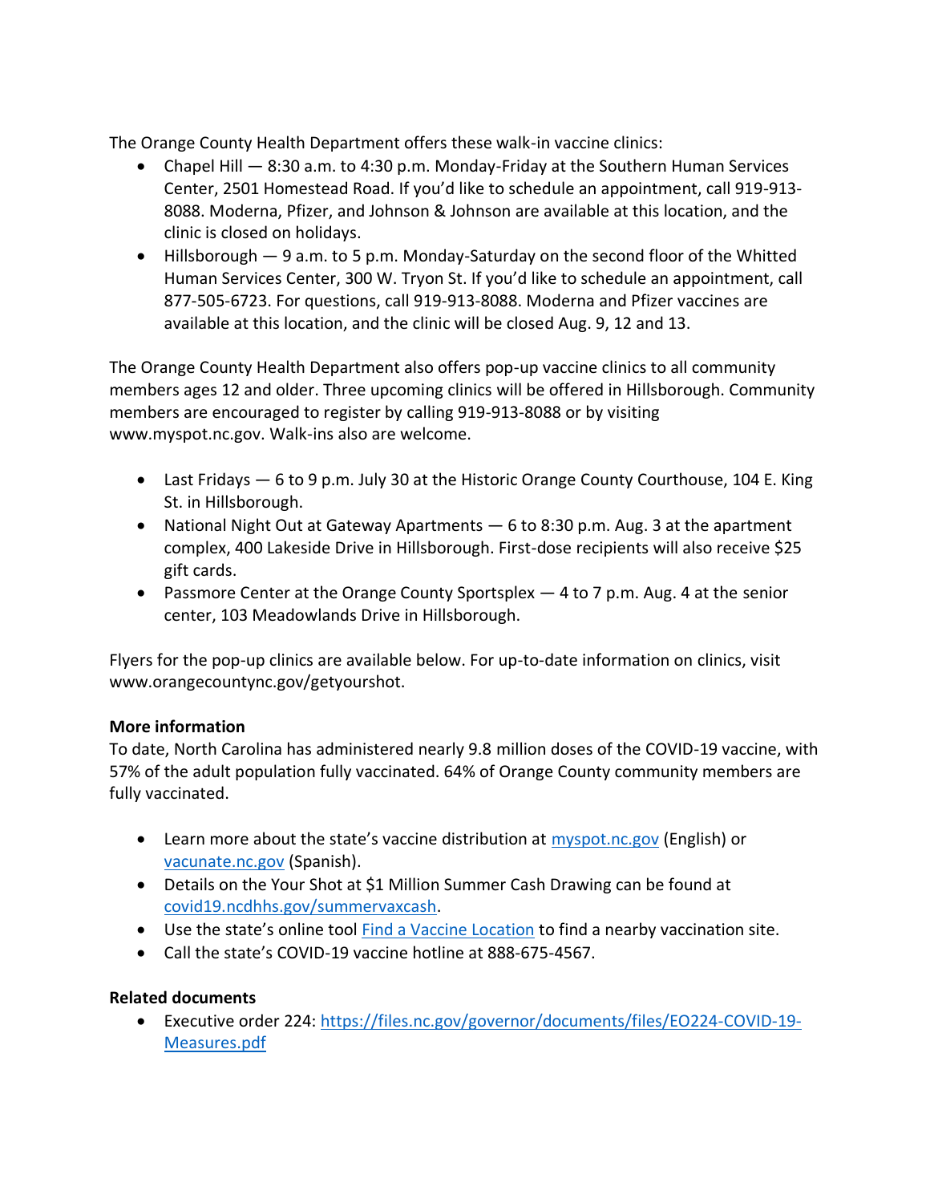The Orange County Health Department offers these walk-in vaccine clinics:

- Chapel Hill — 8:30 a.m. to 4:30 p.m. Monday-Friday at the Southern Human Services Center, 2501 Homestead Road. If you'd like to schedule an appointment, call 919-913-8088. Moderna, Pfizer, and Johnson & Johnson are available at this location, and the clinic is closed on holidays.
- Hillsborough — 9 a.m. to 5 p.m. Monday-Saturday on the second floor of the Whitted Human Services Center, 300 W. Tryon St. If you'd like to schedule an appointment, call 877-505-6723. For questions, call 919-913-8088. Moderna and Pfizer vaccines are available at this location, and the clinic will be closed Aug. 9, 12 and 13.

The Orange County Health Department also offers pop-up vaccine clinics to all community members ages 12 and older. Three upcoming clinics will be offered in Hillsborough. Community members are encouraged to register by calling 919-913-8088 or by visiting www.myspot.nc.gov. Walk-ins also are welcome.

- Last Fridays — 6 to 9 p.m. July 30 at the Historic Orange County Courthouse, 104 E. King St. in Hillsborough.
- National Night Out at Gateway Apartments — 6 to 8:30 p.m. Aug. 3 at the apartment complex, 400 Lakeside Drive in Hillsborough. First-dose recipients will also receive $25 gift cards.
- Passmore Center at the Orange County Sportsplex — 4 to 7 p.m. Aug. 4 at the senior center, 103 Meadowlands Drive in Hillsborough.

Flyers for the pop-up clinics are available below. For up-to-date information on clinics, visit www.orangecountync.gov/getyourshot.

**More information**

To date, North Carolina has administered nearly 9.8 million doses of the COVID-19 vaccine, with 57% of the adult population fully vaccinated. 64% of Orange County community members are fully vaccinated.

- Learn more about the state's vaccine distribution at [myspot.nc.gov](myspot.nc.gov) (English) or [vacunate.nc.gov](vacunate.nc.gov) (Spanish).
- Details on the Your Shot at $1 Million Summer Cash Drawing can be found at [covid19.ncdhhs.gov/summervaxcash](covid19.ncdhhs.gov/summervaxcash).
- Use the state's online tool Find a Vaccine Location to find a nearby vaccination site.
- Call the state's COVID-19 vaccine hotline at 888-675-4567.

**Related documents**

- Executive order 224: [https://files.nc.gov/governor/documents/files/EO224-COVID-19-Measures.pdf](https://files.nc.gov/governor/documents/files/EO224-COVID-19-Measures.pdf)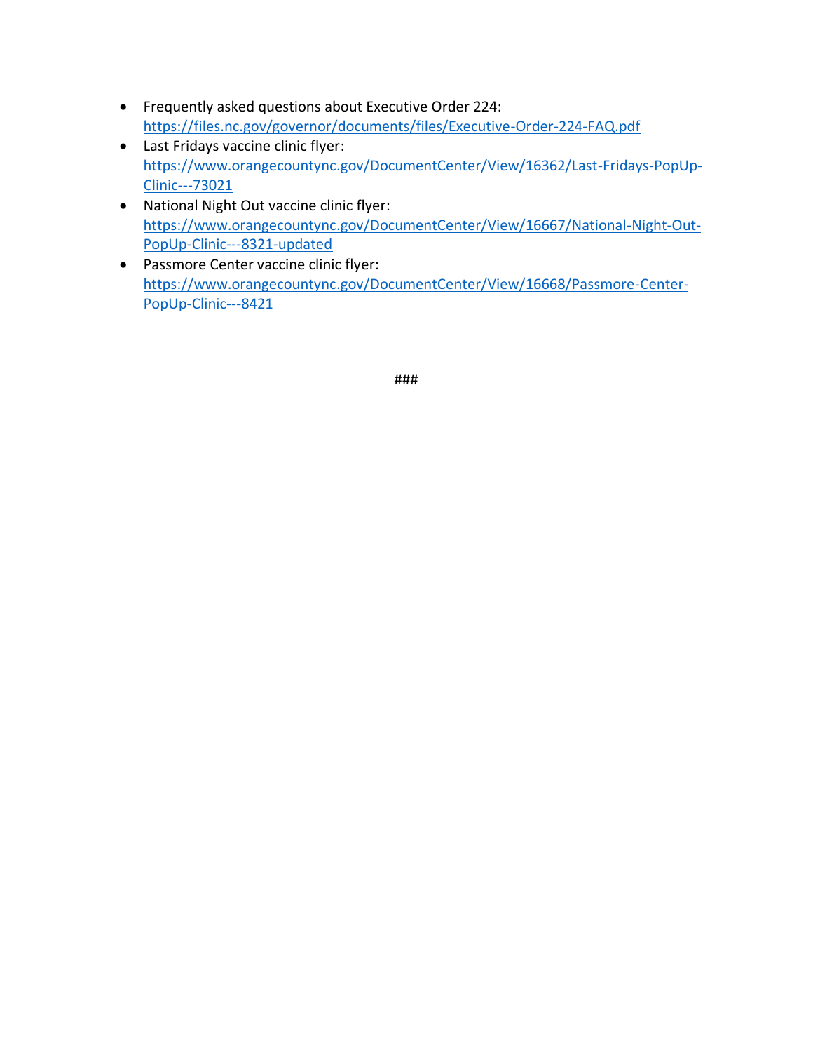- Frequently asked questions about Executive Order 224: https://files.nc.gov/governor/documents/files/Executive-Order-224-FAQ.pdf
- Last Fridays vaccine clinic flyer: https://www.orangecountync.gov/DocumentCenter/View/16362/Last-Fridays-PopUp-Clinic---73021
- National Night Out vaccine clinic flyer: https://www.orangecountync.gov/DocumentCenter/View/16667/National-Night-Out-PopUp-Clinic---8321-updated
- Passmore Center vaccine clinic flyer: https://www.orangecountync.gov/DocumentCenter/View/16668/Passmore-Center-PopUp-Clinic---8421

###